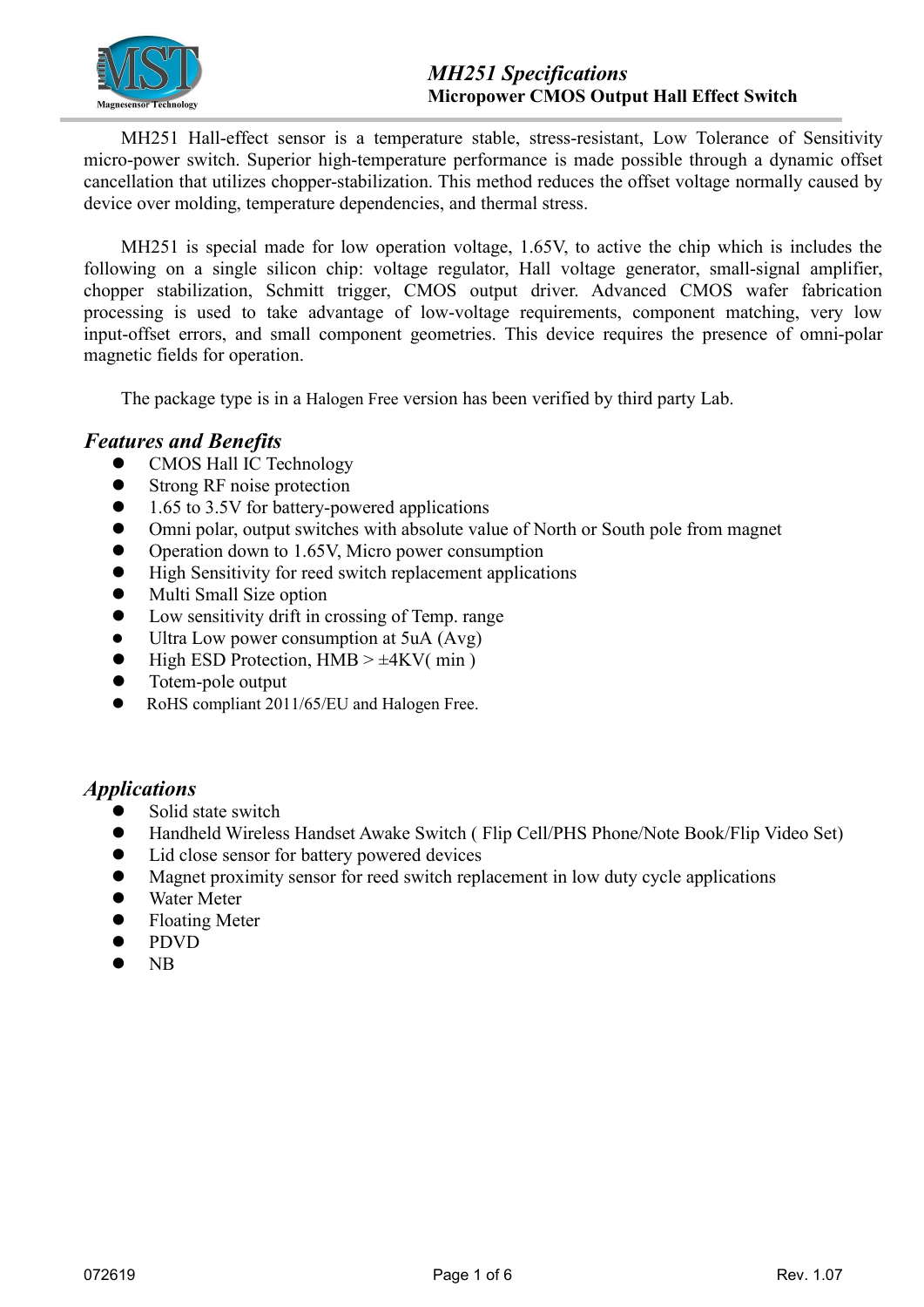# MH251 Specifications

## Micropower CMOS Output Hall Effect Switch

MH251 Hall-effect sensor is a temperature stable, stress-resistant, Low Tolerance of Sensitivity micro-power switch. Superior high-temperature performance is made possible through a dynamic offset cancellation that utilizes chopper-stabilization. This method reduces the offset voltage normally caused by device over molding, temperature dependencies, and thermal stress.

MH251 is special made for low operation voltage, 1.65V, to active the chip which is includes the following on a single silicon chip: voltage regulator, Hall voltage generator, small-signal amplifier, chopper stabilization, Schmitt trigger, CMOS output driver. Advanced CMOS wafer fabrication processing is used to take advantage of low-voltage requirements, component matching, very low input-offset errors, and small component geometries. This device requires the presence of omni-polar magnetic fields for operation.

The package type is in a Halogen Free version has been verified by third party Lab.

## *Features and Benefits*

- CMOS Hall IC Technology
- Strong RF noise protection
- 1.65 to 3.5V for battery-powered applications
- Omni polar, output switches with absolute value of North or South pole from magnet
- Operation down to 1.65V, Micro power consumption
- High Sensitivity for reed switch replacement applications
- Multi Small Size option
- Low sensitivity drift in crossing of Temp. range
- Ultra Low power consumption at 5uA (Avg)
- High ESD Protection, HMB > ±4KV( min )
- Totem-pole output
- RoHS compliant 2011/65/EU and Halogen Free.

## *Applications*

- Solid state switch
- Handheld Wireless Handset Awake Switch ( Flip Cell/PHS Phone/Note Book/Flip Video Set)
- Lid close sensor for battery powered devices
- Magnet proximity sensor for reed switch replacement in low duty cycle applications
- Water Meter
- Floating Meter
- PDVD
- NB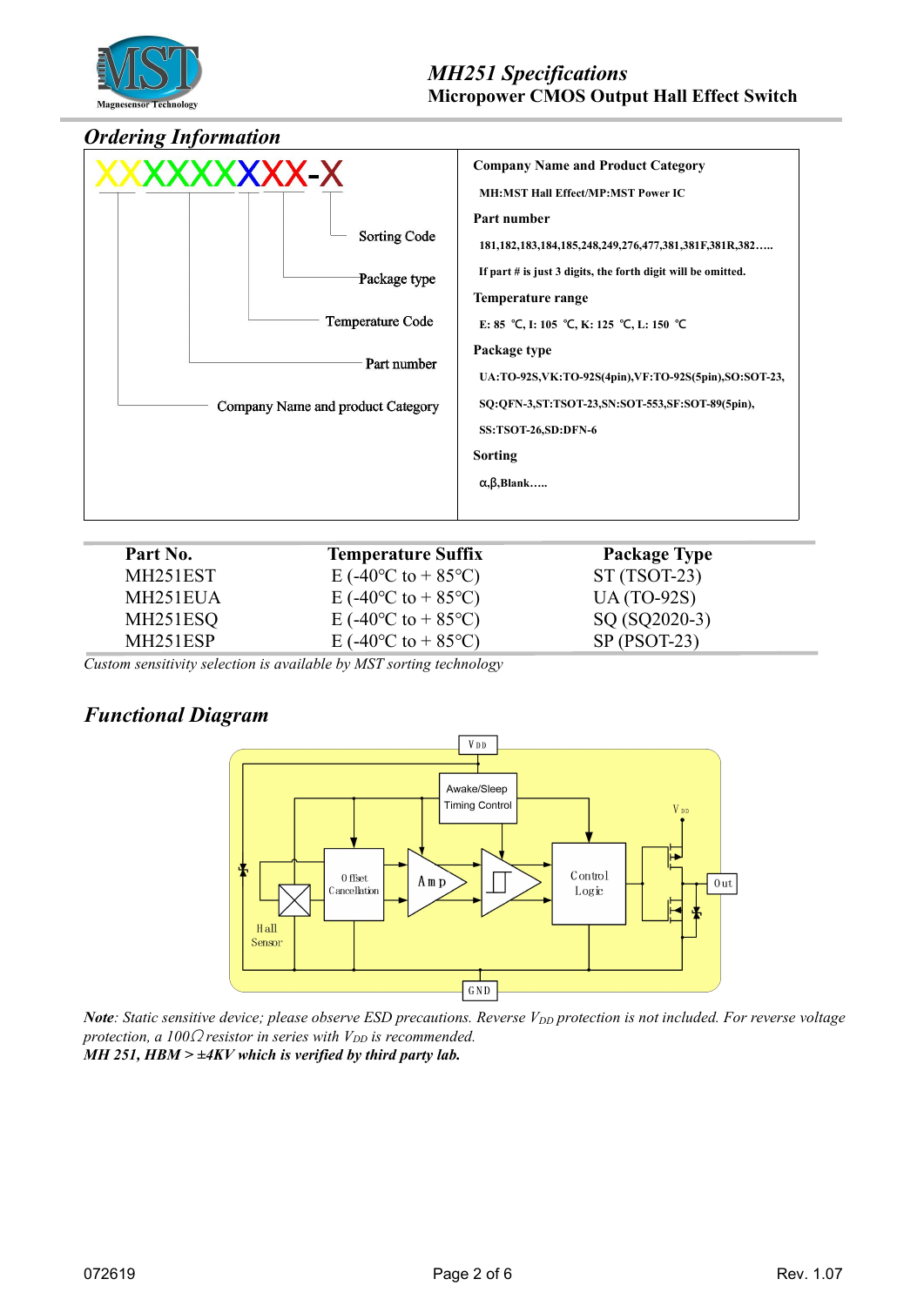## Ordering Information

XXXXXXXXX-X

- Sorting Code
- Package type
- Temperature Code
- Part number
- Company Name and product Category

**Company Name and Product Category**

MH:MST Hall Effect/MP:MST Power IC

**Part number**

181,182,183,184,185,248,249,276,477,381,381F,381R,382…..

If part # is just 3 digits, the forth digit will be omitted.

**Temperature range**

E: 85 ℃, I: 105 ℃, K: 125 ℃, L: 150 ℃

**Package type**

UA:TO-92S,VK:TO-92S(4pin),VF:TO-92S(5pin),SO:SOT-23,

SQ:QFN-3,ST:TSOT-23,SN:SOT-553,SF:SOT-89(5pin),

SS:TSOT-26,SD:DFN-6

**Sorting**

α,β,Blank…..

| Part No. | Temperature Suffix | Package Type |
|---|---|---|
| MH251EST | E (-40°C to + 85°C) | ST (TSOT-23) |
| MH251EUA | E (-40°C to + 85°C) | UA (TO-92S) |
| MH251ESQ | E (-40°C to + 85°C) | SQ (SQ2020-3) |
| MH251ESP | E (-40°C to + 85°C) | SP (PSOT-23) |

*Custom sensitivity selection is available by MST sorting technology*

## Functional Diagram

VDD, Awake/Sleep Timing Control, Hall Sensor, Offset Cancellation, Amp, Control Logic, VDD, Out, GND

***Note****: Static sensitive device; please observe ESD precautions. Reverse $V_{DD}$ protection is not included. For reverse voltage protection, a 100Ω resistor in series with $V_{DD}$ is recommended.*

***MH 251, HBM > ±4KV which is verified by third party lab.***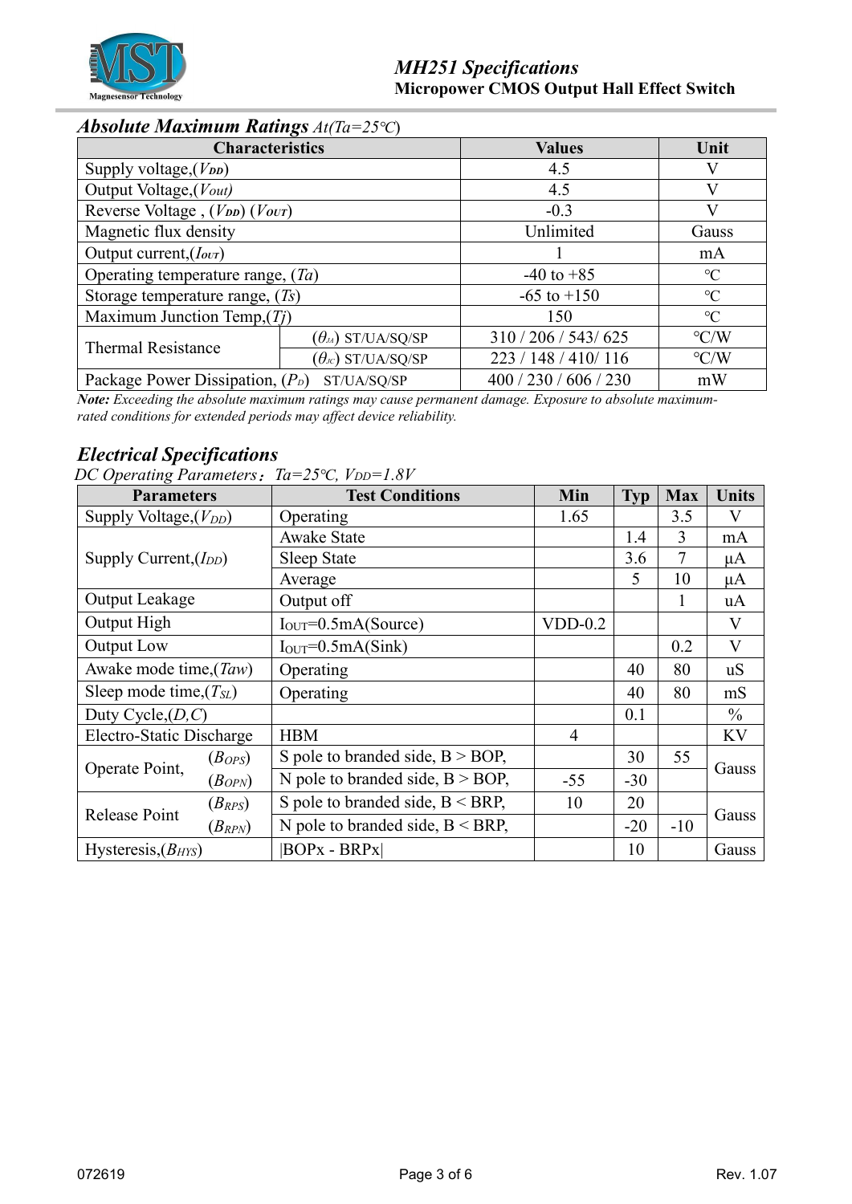## *Absolute Maximum Ratings At(Ta=25℃)*

| Characteristics | | Values | Unit |
|---|---|---|---|
| Supply voltage,($V_{DD}$) | | 4.5 | V |
| Output Voltage,($V_{out}$) | | 4.5 | V |
| Reverse Voltage , ($V_{DD}$) ($V_{OUT}$) | | -0.3 | V |
| Magnetic flux density | | Unlimited | Gauss |
| Output current,($I_{OUT}$) | | 1 | mA |
| Operating temperature range, ($Ta$) | | -40 to +85 | ℃ |
| Storage temperature range, ($Ts$) | | -65 to +150 | ℃ |
| Maximum Junction Temp,($Tj$) | | 150 | ℃ |
| Thermal Resistance | ($\theta_{JA}$) ST/UA/SQ/SP | 310 / 206 / 543/ 625 | ℃/W |
| | ($\theta_{JC}$) ST/UA/SQ/SP | 223 / 148 / 410/ 116 | ℃/W |
| Package Power Dissipation, ($P_D$) ST/UA/SQ/SP | | 400 / 230 / 606 / 230 | mW |

***Note:*** *Exceeding the absolute maximum ratings may cause permanent damage. Exposure to absolute maximum-rated conditions for extended periods may affect device reliability.*

## *Electrical Specifications*

*DC Operating Parameters：Ta=25℃, $V_{DD}$=1.8V*

| Parameters | | Test Conditions | Min | Typ | Max | Units |
|---|---|---|---|---|---|---|
| Supply Voltage,($V_{DD}$) | | Operating | 1.65 | | 3.5 | V |
| Supply Current,($I_{DD}$) | | Awake State | | 1.4 | 3 | mA |
| | | Sleep State | | 3.6 | 7 | μA |
| | | Average | | 5 | 10 | μA |
| Output Leakage | | Output off | | | 1 | uA |
| Output High | | $I_{OUT}$=0.5mA(Source) | VDD-0.2 | | | V |
| Output Low | | $I_{OUT}$=0.5mA(Sink) | | | 0.2 | V |
| Awake mode time,($Taw$) | | Operating | | 40 | 80 | uS |
| Sleep mode time,($T_{SL}$) | | Operating | | 40 | 80 | mS |
| Duty Cycle,($D,C$) | | | | 0.1 | | % |
| Electro-Static Discharge | | HBM | 4 | | | KV |
| Operate Point, | ($B_{OPS}$) | S pole to branded side, B > BOP, | | 30 | 55 | Gauss |
| | ($B_{OPN}$) | N pole to branded side, B > BOP, | -55 | -30 | | |
| Release Point | ($B_{RPS}$) | S pole to branded side, B < BRP, | 10 | 20 | | Gauss |
| | ($B_{RPN}$) | N pole to branded side, B < BRP, | | -20 | -10 | |
| Hysteresis,($B_{HYS}$) | | \|BOPx - BRPx\| | | 10 | | Gauss |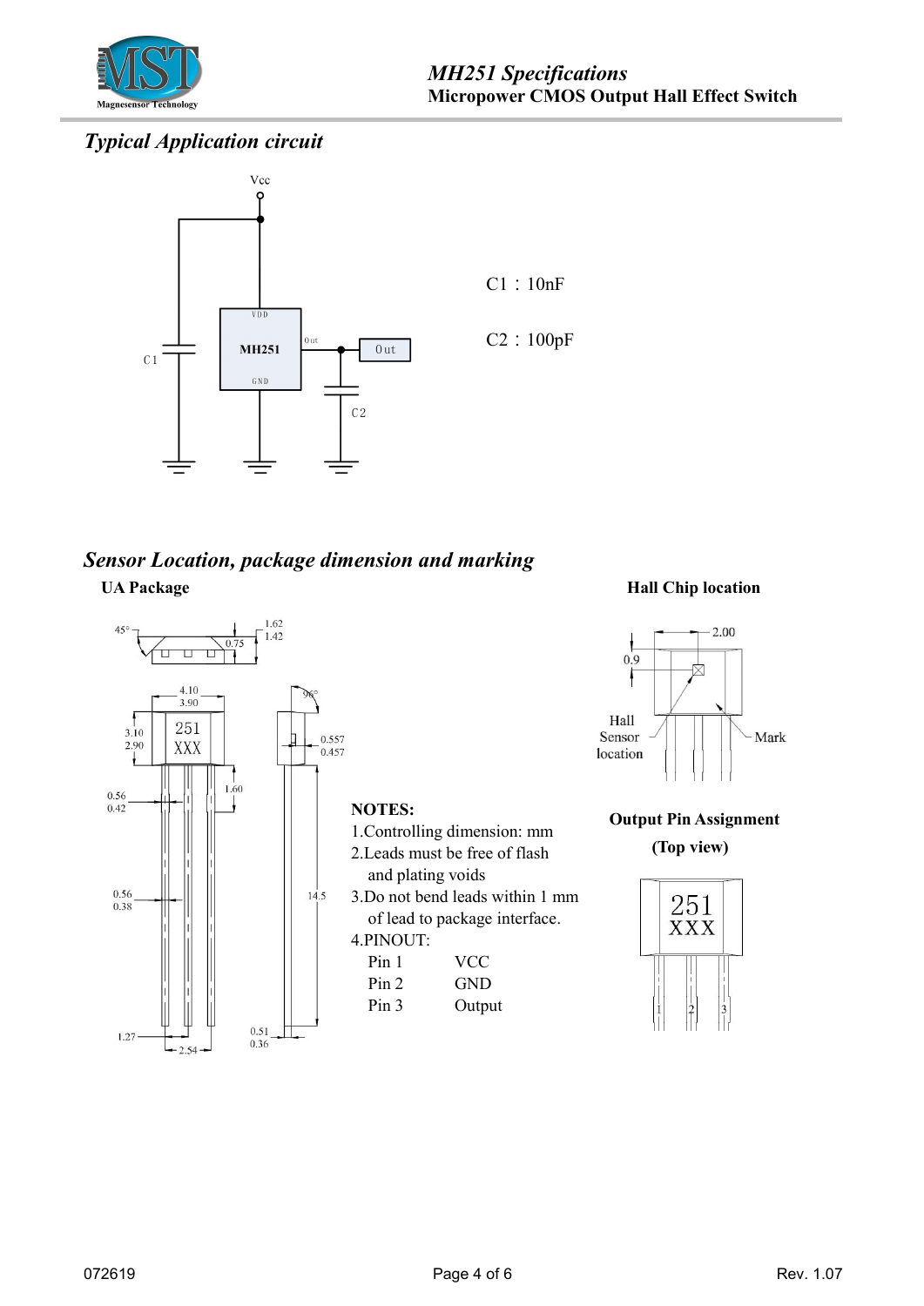## *Typical Application circuit*

C1：10nF

C2：100pF

## *Sensor Location, package dimension and marking*

**UA Package**

**NOTES:**

1.Controlling dimension: mm

2.Leads must be free of flash and plating voids

3.Do not bend leads within 1 mm of lead to package interface.

4.PINOUT:

| Pin | Function |
|---|---|
| Pin 1 | VCC |
| Pin 2 | GND |
| Pin 3 | Output |

**Hall Chip location**

**Output Pin Assignment**

**(Top view)**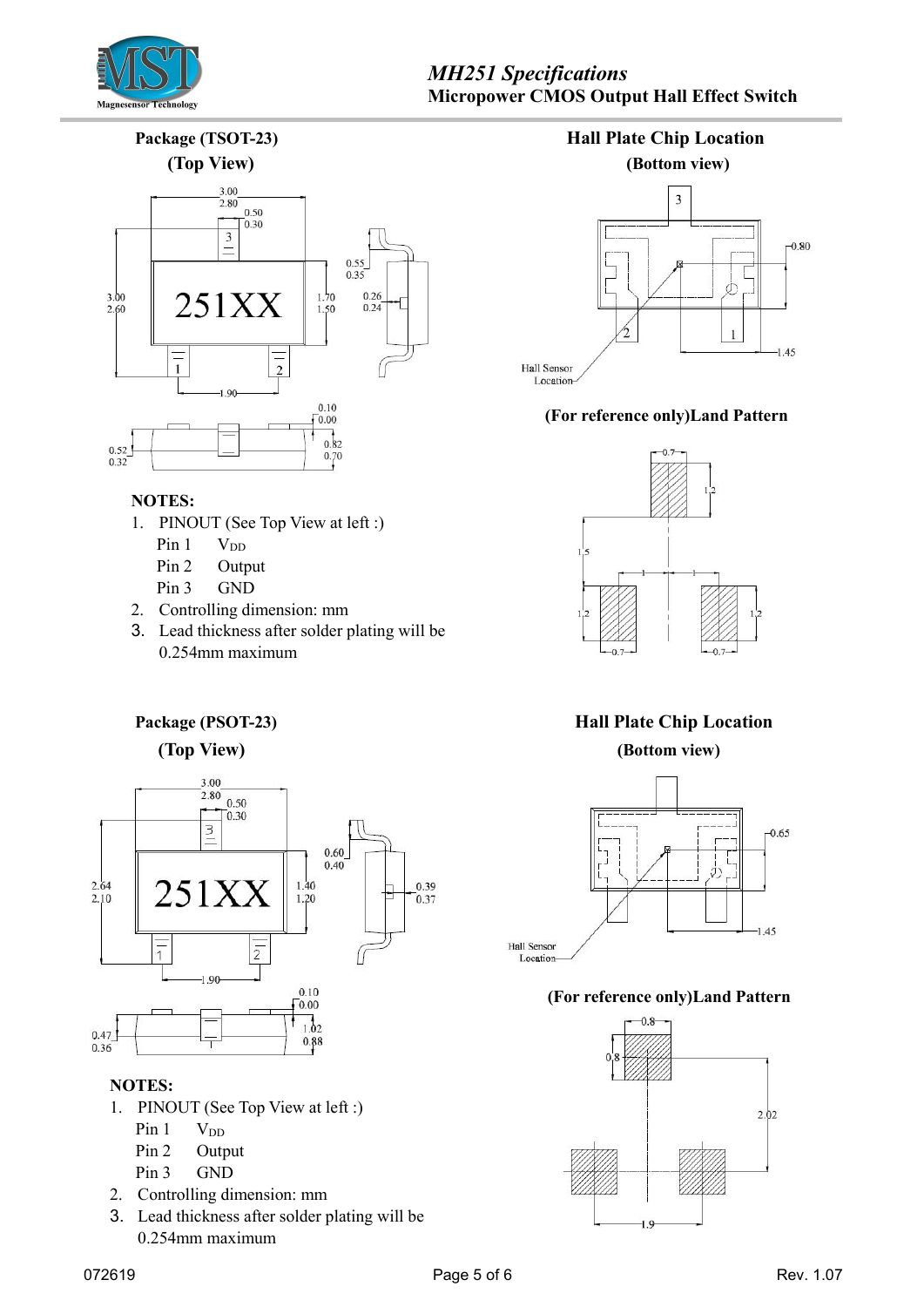## Package (TSOT-23)

**(Top View)**

## Hall Plate Chip Location

**(Bottom view)**

**(For reference only)Land Pattern**

**NOTES:**

1. PINOUT (See Top View at left :)
   - Pin 1 $V_{DD}$
   - Pin 2 Output
   - Pin 3 GND
2. Controlling dimension: mm
3. Lead thickness after solder plating will be 0.254mm maximum

## Package (PSOT-23)

**(Top View)**

## Hall Plate Chip Location

**(Bottom view)**

**(For reference only)Land Pattern**

**NOTES:**

1. PINOUT (See Top View at left :)
   - Pin 1 $V_{DD}$
   - Pin 2 Output
   - Pin 3 GND
2. Controlling dimension: mm
3. Lead thickness after solder plating will be 0.254mm maximum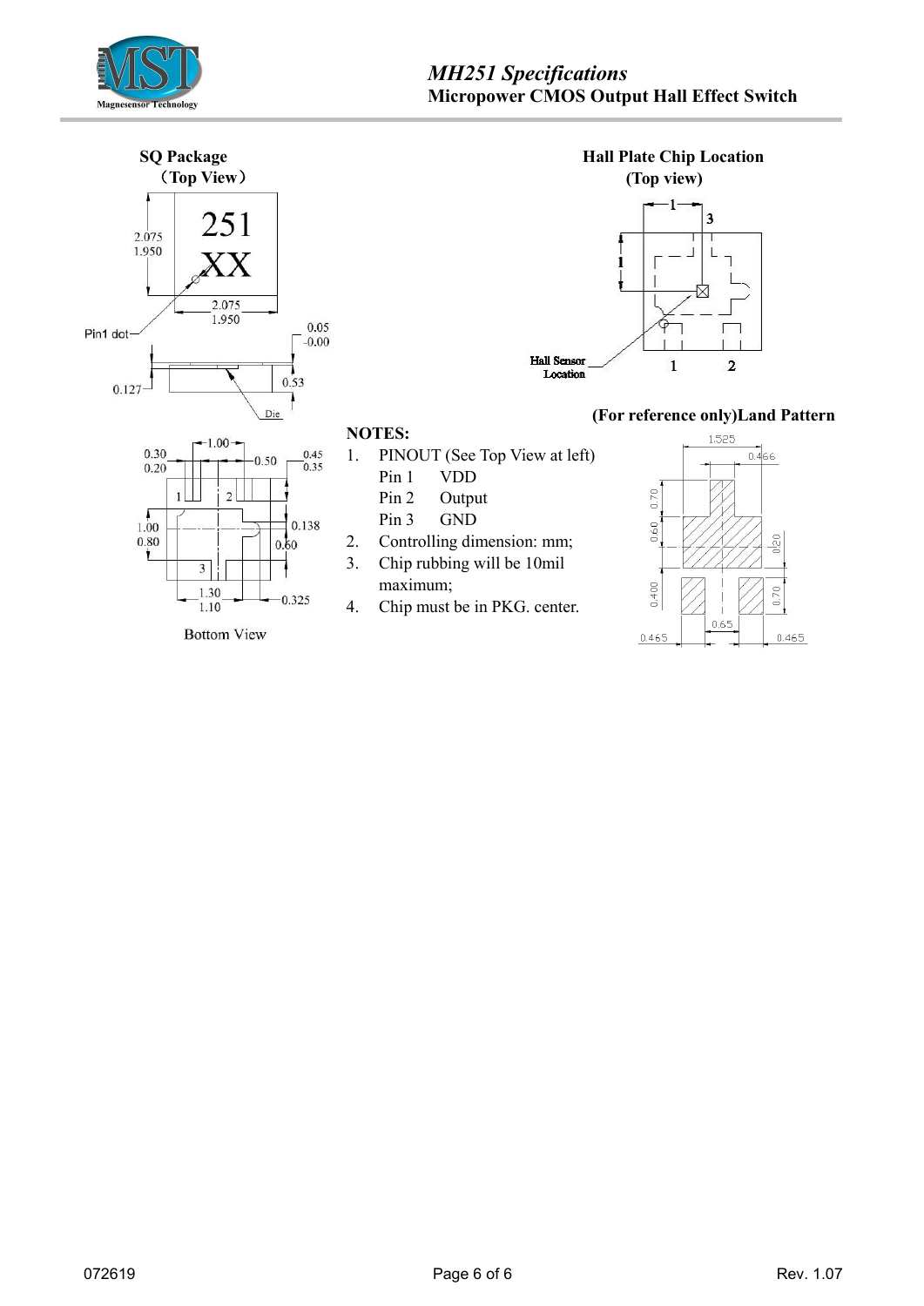**SQ Package**
**（Top View）**

251
XX

2.075
1.950

2.075
1.950

Pin1 dot

0.05
-0.00

0.127

0.53

Die

0.30
0.20

1.00

0.50

0.45
0.35

1.00
0.80

0.138

0.60

1.30
1.10

0.325

Bottom View

**Hall Plate Chip Location**
**(Top view)**

Hall Sensor Location

**(For reference only)Land Pattern**

1.525
0.466
0.70
0.60
0.20
0.400
0.70
0.65
0.465
0.465

**NOTES:**

1. PINOUT (See Top View at left)
   Pin 1 VDD
   Pin 2 Output
   Pin 3 GND
2. Controlling dimension: mm;
3. Chip rubbing will be 10mil maximum;
4. Chip must be in PKG. center.